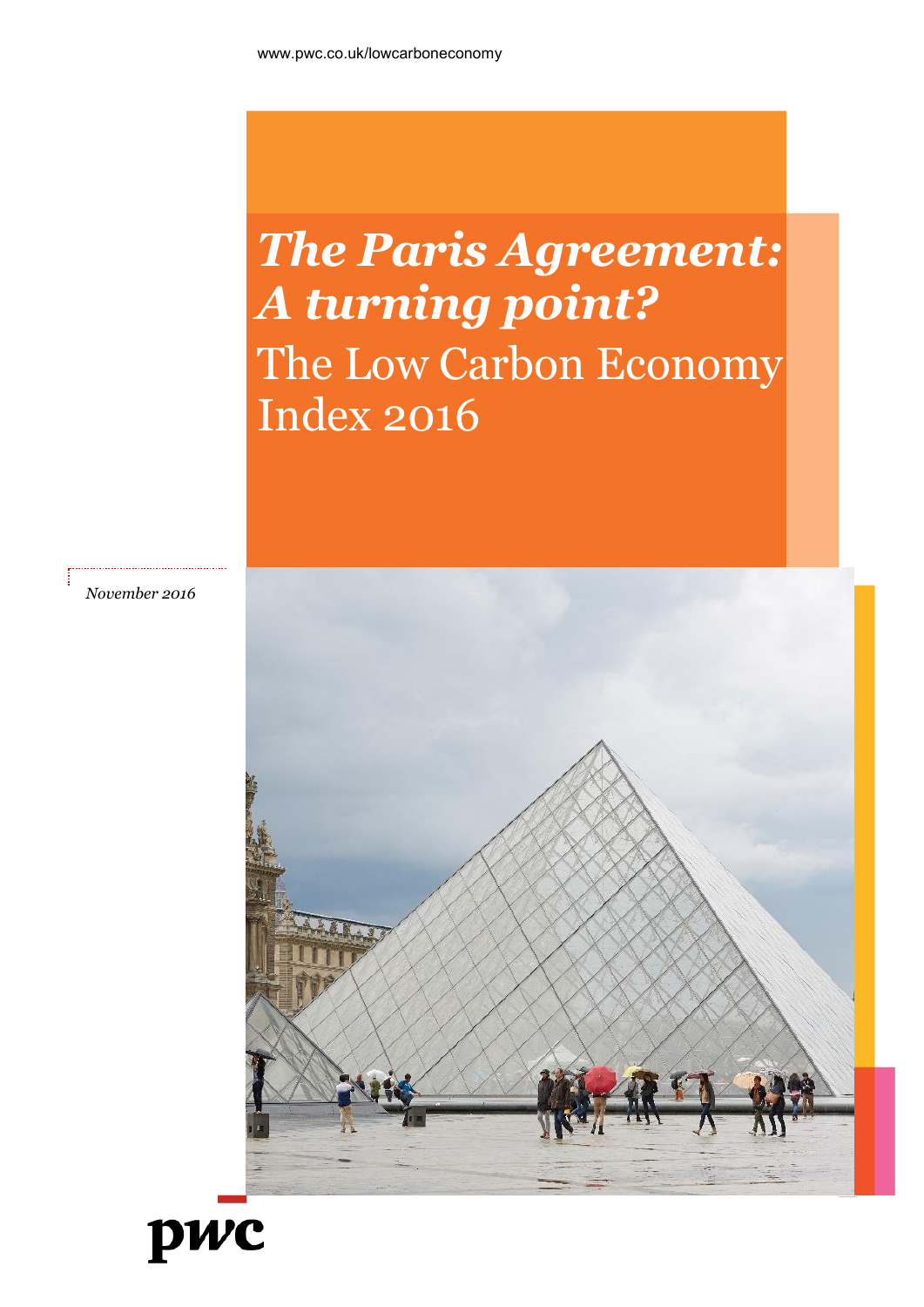www.pwc.co.uk/lowcarboneconomy

# *The Paris Agreement: A turning point?*

# The Low Carbon Economy Index 2016

*November 2016*

pwc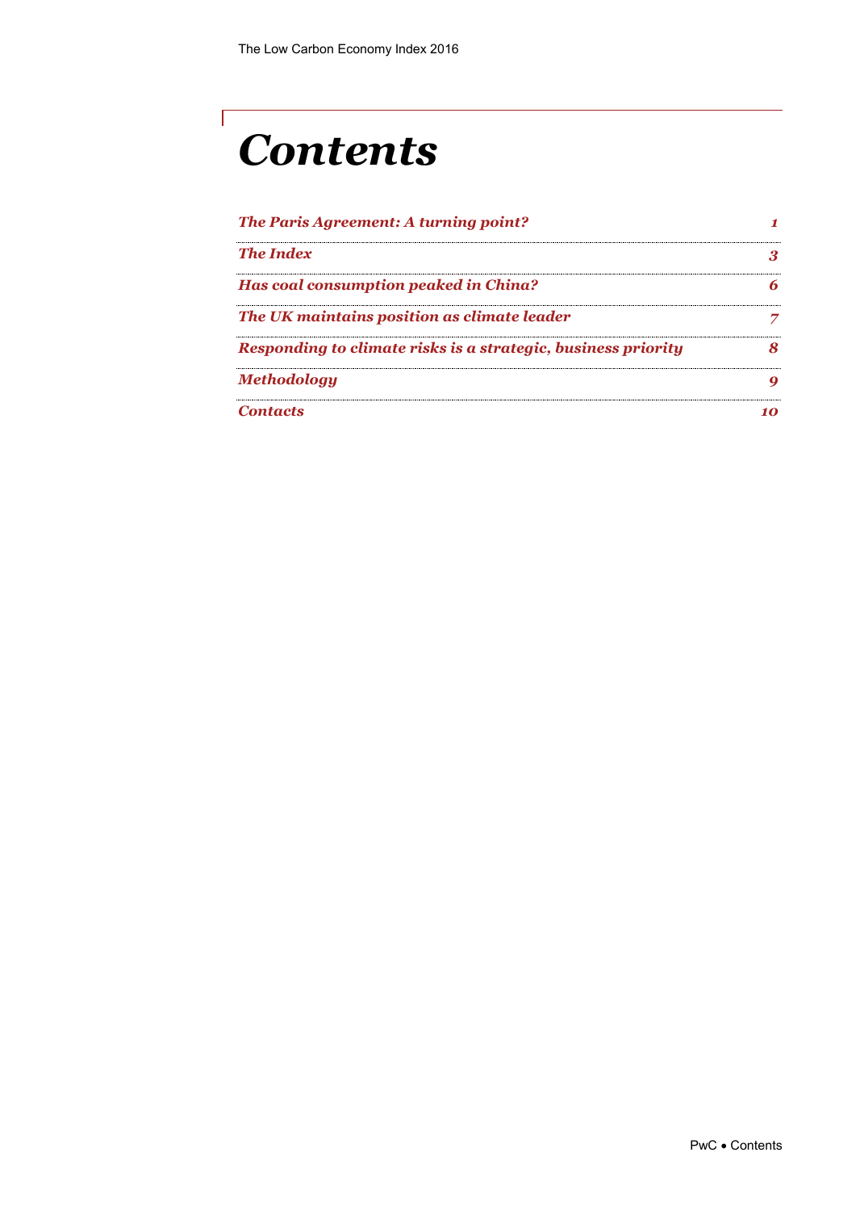# Contents

| | |
|---|---|
| *The Paris Agreement: A turning point?* | *1* |
| *The Index* | *3* |
| *Has coal consumption peaked in China?* | *6* |
| *The UK maintains position as climate leader* | *7* |
| *Responding to climate risks is a strategic, business priority* | *8* |
| *Methodology* | *9* |
| *Contacts* | *10* |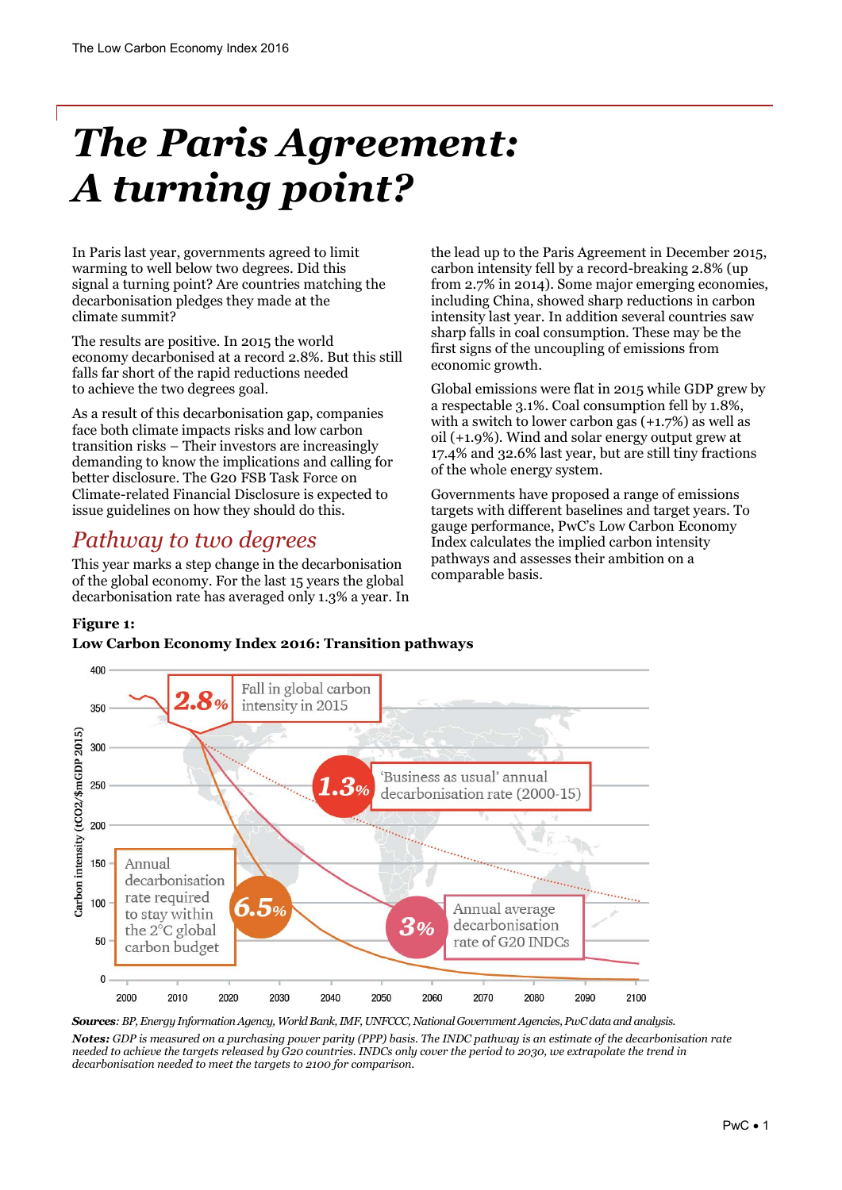# The Paris Agreement: A turning point?

In Paris last year, governments agreed to limit warming to well below two degrees. Did this signal a turning point? Are countries matching the decarbonisation pledges they made at the climate summit?

The results are positive. In 2015 the world economy decarbonised at a record 2.8%. But this still falls far short of the rapid reductions needed to achieve the two degrees goal.

As a result of this decarbonisation gap, companies face both climate impacts risks and low carbon transition risks – Their investors are increasingly demanding to know the implications and calling for better disclosure. The G20 FSB Task Force on Climate-related Financial Disclosure is expected to issue guidelines on how they should do this.

## Pathway to two degrees

This year marks a step change in the decarbonisation of the global economy. For the last 15 years the global decarbonisation rate has averaged only 1.3% a year. In the lead up to the Paris Agreement in December 2015, carbon intensity fell by a record-breaking 2.8% (up from 2.7% in 2014). Some major emerging economies, including China, showed sharp reductions in carbon intensity last year. In addition several countries saw sharp falls in coal consumption. These may be the first signs of the uncoupling of emissions from economic growth.

Global emissions were flat in 2015 while GDP grew by a respectable 3.1%. Coal consumption fell by 1.8%, with a switch to lower carbon gas (+1.7%) as well as oil (+1.9%). Wind and solar energy output grew at 17.4% and 32.6% last year, but are still tiny fractions of the whole energy system.

Governments have proposed a range of emissions targets with different baselines and target years. To gauge performance, PwC's Low Carbon Economy Index calculates the implied carbon intensity pathways and assesses their ambition on a comparable basis.

**Figure 1:**
**Low Carbon Economy Index 2016: Transition pathways**

*Sources*: BP, Energy Information Agency, World Bank, IMF, UNFCCC, National Government Agencies, PwC data and analysis.

*Notes: GDP is measured on a purchasing power parity (PPP) basis. The INDC pathway is an estimate of the decarbonisation rate needed to achieve the targets released by G20 countries. INDCs only cover the period to 2030, we extrapolate the trend in decarbonisation needed to meet the targets to 2100 for comparison.*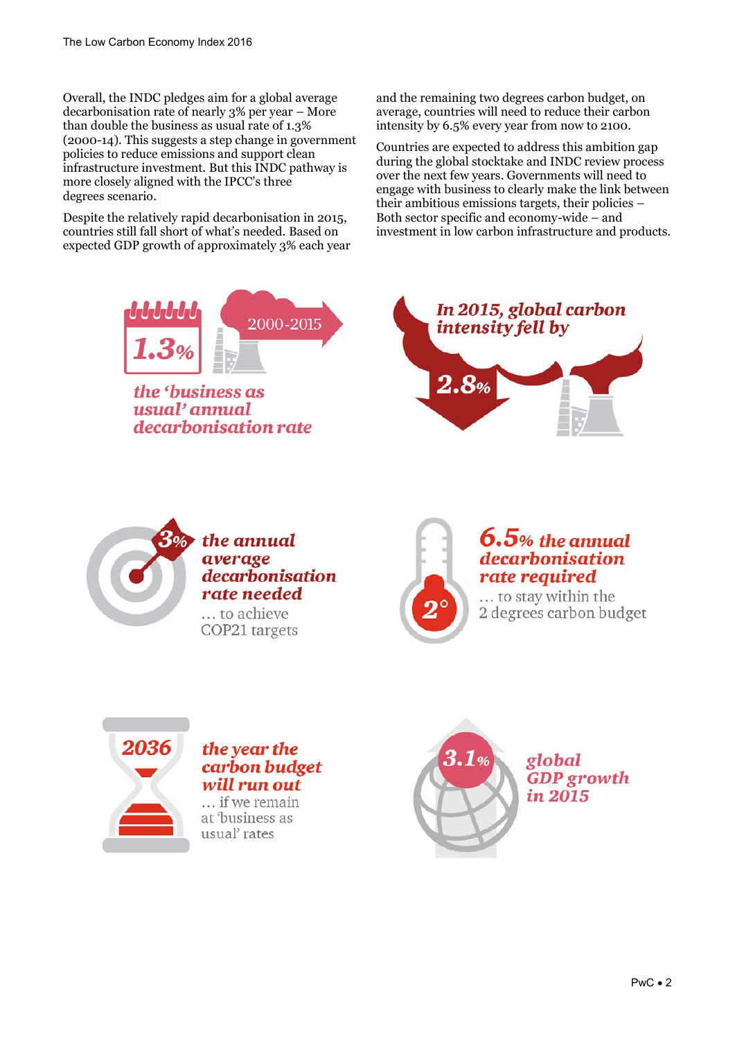Overall, the INDC pledges aim for a global average decarbonisation rate of nearly 3% per year – More than double the business as usual rate of 1.3% (2000-14). This suggests a step change in government policies to reduce emissions and support clean infrastructure investment. But this INDC pathway is more closely aligned with the IPCC's three degrees scenario.

Despite the relatively rapid decarbonisation in 2015, countries still fall short of what's needed. Based on expected GDP growth of approximately 3% each year and the remaining two degrees carbon budget, on average, countries will need to reduce their carbon intensity by 6.5% every year from now to 2100.

Countries are expected to address this ambition gap during the global stocktake and INDC review process over the next few years. Governments will need to engage with business to clearly make the link between their ambitious emissions targets, their policies – Both sector specific and economy-wide – and investment in low carbon infrastructure and products.

**1.3%** 2000-2015

*the 'business as usual' annual decarbonisation rate*

*In 2015, global carbon intensity fell by* **2.8%**

**3%** *the annual average decarbonisation rate needed* … to achieve COP21 targets

**6.5%** *the annual decarbonisation rate required* … to stay within the 2 degrees carbon budget

**2036** *the year the carbon budget will run out* … if we remain at 'business as usual' rates

**3.1%** *global GDP growth in 2015*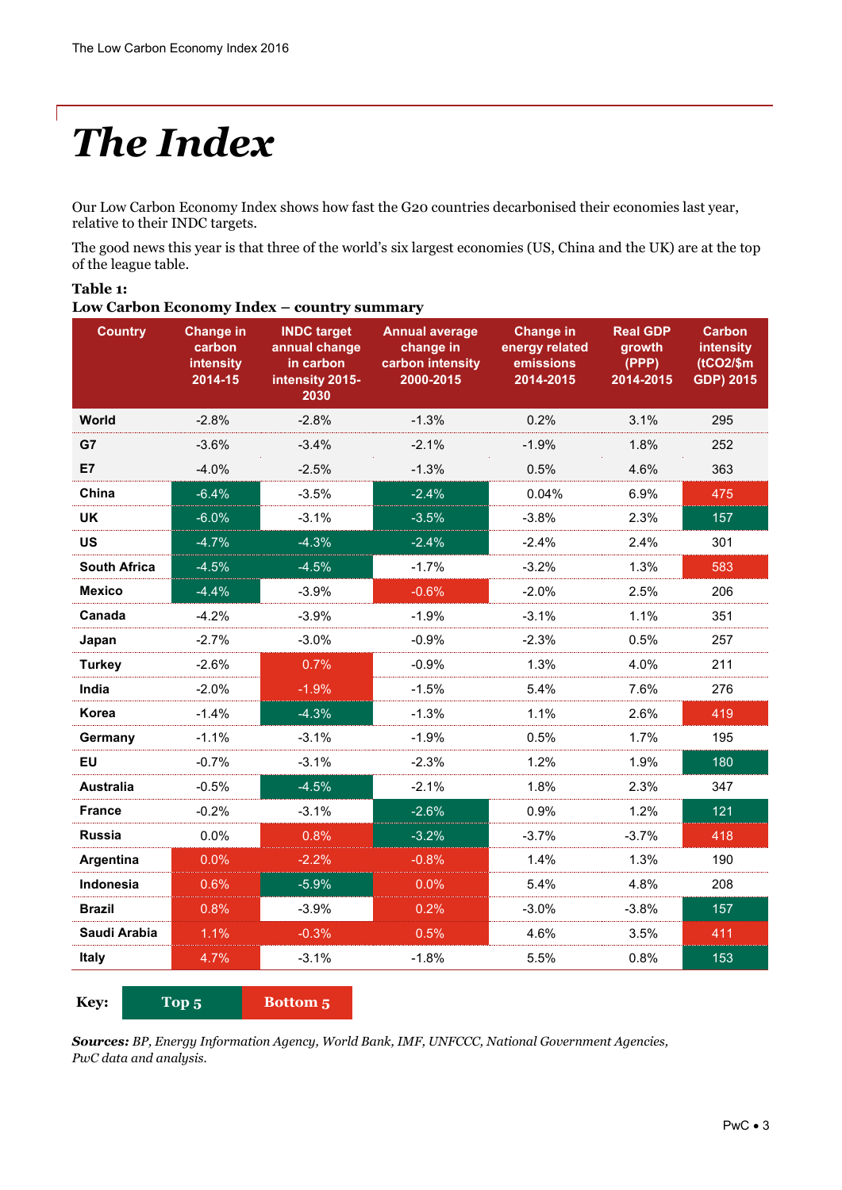# The Index

Our Low Carbon Economy Index shows how fast the G20 countries decarbonised their economies last year, relative to their INDC targets.

The good news this year is that three of the world's six largest economies (US, China and the UK) are at the top of the league table.

**Table 1:**
**Low Carbon Economy Index – country summary**

| Country | Change in carbon intensity 2014-15 | INDC target annual change in carbon intensity 2015-2030 | Annual average change in carbon intensity 2000-2015 | Change in energy related emissions 2014-2015 | Real GDP growth (PPP) 2014-2015 | Carbon intensity (tCO2/$m GDP) 2015 |
|---|---|---|---|---|---|---|
| World | -2.8% | -2.8% | -1.3% | 0.2% | 3.1% | 295 |
| G7 | -3.6% | -3.4% | -2.1% | -1.9% | 1.8% | 252 |
| E7 | -4.0% | -2.5% | -1.3% | 0.5% | 4.6% | 363 |
| China | -6.4% | -3.5% | -2.4% | 0.04% | 6.9% | 475 |
| UK | -6.0% | -3.1% | -3.5% | -3.8% | 2.3% | 157 |
| US | -4.7% | -4.3% | -2.4% | -2.4% | 2.4% | 301 |
| South Africa | -4.5% | -4.5% | -1.7% | -3.2% | 1.3% | 583 |
| Mexico | -4.4% | -3.9% | -0.6% | -2.0% | 2.5% | 206 |
| Canada | -4.2% | -3.9% | -1.9% | -3.1% | 1.1% | 351 |
| Japan | -2.7% | -3.0% | -0.9% | -2.3% | 0.5% | 257 |
| Turkey | -2.6% | 0.7% | -0.9% | 1.3% | 4.0% | 211 |
| India | -2.0% | -1.9% | -1.5% | 5.4% | 7.6% | 276 |
| Korea | -1.4% | -4.3% | -1.3% | 1.1% | 2.6% | 419 |
| Germany | -1.1% | -3.1% | -1.9% | 0.5% | 1.7% | 195 |
| EU | -0.7% | -3.1% | -2.3% | 1.2% | 1.9% | 180 |
| Australia | -0.5% | -4.5% | -2.1% | 1.8% | 2.3% | 347 |
| France | -0.2% | -3.1% | -2.6% | 0.9% | 1.2% | 121 |
| Russia | 0.0% | 0.8% | -3.2% | -3.7% | -3.7% | 418 |
| Argentina | 0.0% | -2.2% | -0.8% | 1.4% | 1.3% | 190 |
| Indonesia | 0.6% | -5.9% | 0.0% | 5.4% | 4.8% | 208 |
| Brazil | 0.8% | -3.9% | 0.2% | -3.0% | -3.8% | 157 |
| Saudi Arabia | 1.1% | -0.3% | 0.5% | 4.6% | 3.5% | 411 |
| Italy | 4.7% | -3.1% | -1.8% | 5.5% | 0.8% | 153 |

**Key:** Top 5 | Bottom 5

***Sources:*** *BP, Energy Information Agency, World Bank, IMF, UNFCCC, National Government Agencies, PwC data and analysis.*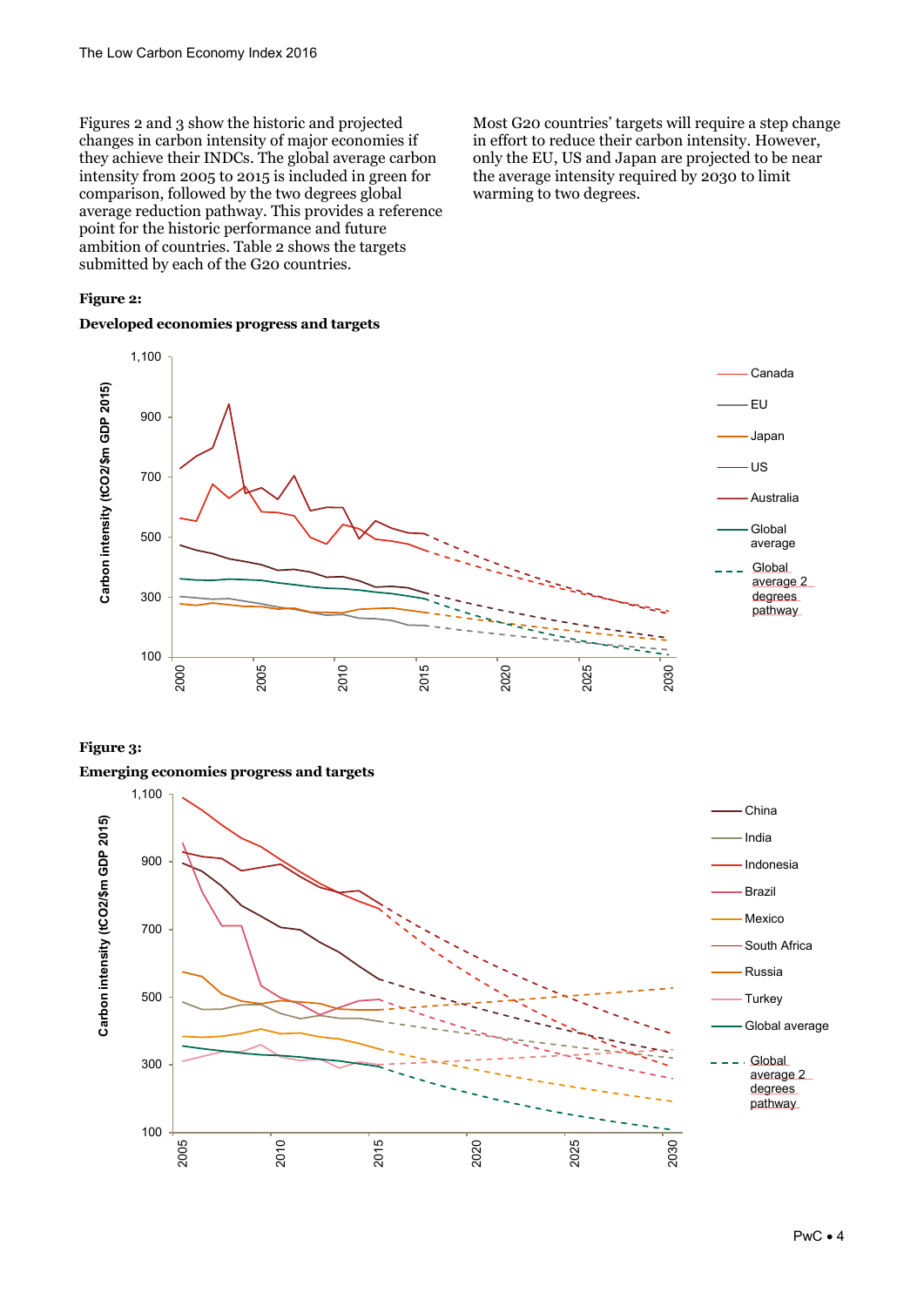Figures 2 and 3 show the historic and projected changes in carbon intensity of major economies if they achieve their INDCs. The global average carbon intensity from 2005 to 2015 is included in green for comparison, followed by the two degrees global average reduction pathway. This provides a reference point for the historic performance and future ambition of countries. Table 2 shows the targets submitted by each of the G20 countries.

Most G20 countries' targets will require a step change in effort to reduce their carbon intensity. However, only the EU, US and Japan are projected to be near the average intensity required by 2030 to limit warming to two degrees.

**Figure 2:**

**Developed economies progress and targets**

**Figure 3:**

**Emerging economies progress and targets**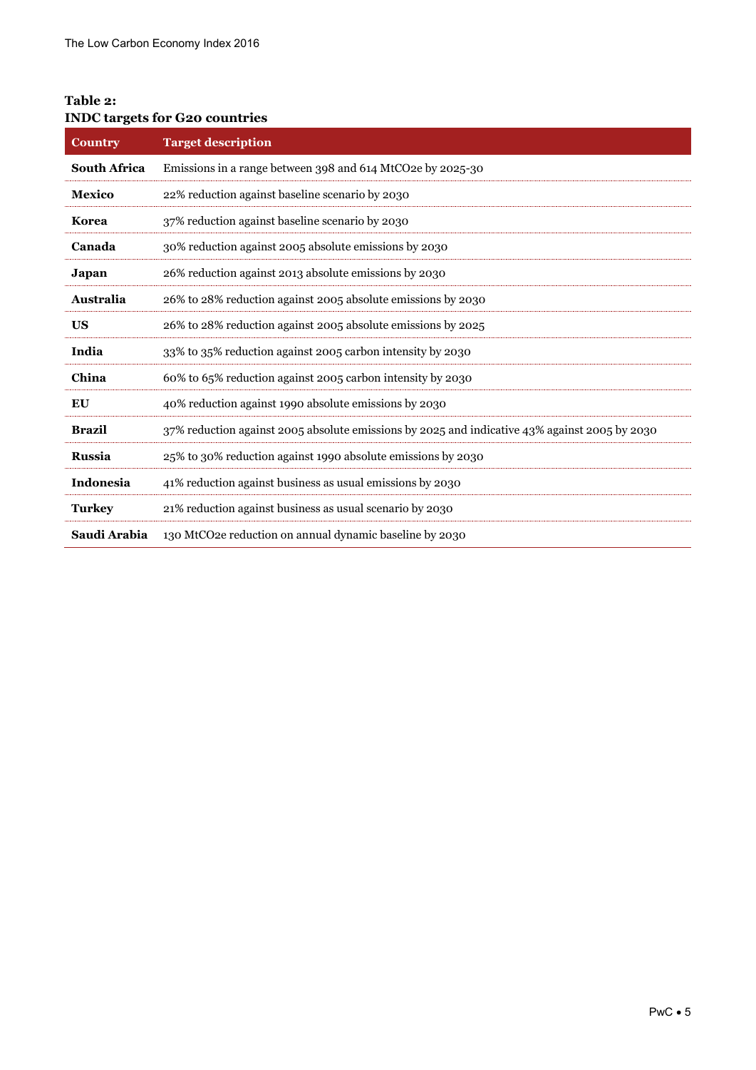**Table 2:**
**INDC targets for G20 countries**

| Country | Target description |
|---|---|
| **South Africa** | Emissions in a range between 398 and 614 MtCO2e by 2025-30 |
| **Mexico** | 22% reduction against baseline scenario by 2030 |
| **Korea** | 37% reduction against baseline scenario by 2030 |
| **Canada** | 30% reduction against 2005 absolute emissions by 2030 |
| **Japan** | 26% reduction against 2013 absolute emissions by 2030 |
| **Australia** | 26% to 28% reduction against 2005 absolute emissions by 2030 |
| **US** | 26% to 28% reduction against 2005 absolute emissions by 2025 |
| **India** | 33% to 35% reduction against 2005 carbon intensity by 2030 |
| **China** | 60% to 65% reduction against 2005 carbon intensity by 2030 |
| **EU** | 40% reduction against 1990 absolute emissions by 2030 |
| **Brazil** | 37% reduction against 2005 absolute emissions by 2025 and indicative 43% against 2005 by 2030 |
| **Russia** | 25% to 30% reduction against 1990 absolute emissions by 2030 |
| **Indonesia** | 41% reduction against business as usual emissions by 2030 |
| **Turkey** | 21% reduction against business as usual scenario by 2030 |
| **Saudi Arabia** | 130 MtCO2e reduction on annual dynamic baseline by 2030 |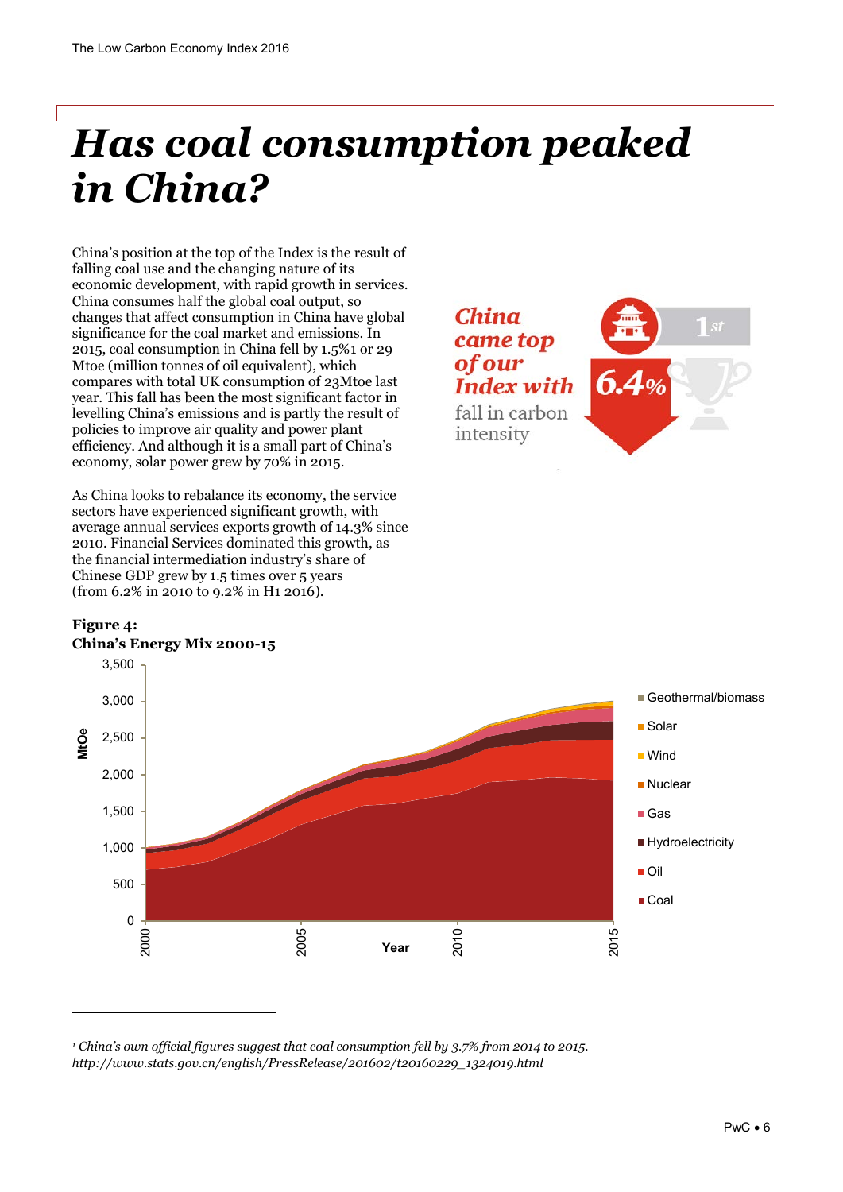# *Has coal consumption peaked in China?*

China's position at the top of the Index is the result of falling coal use and the changing nature of its economic development, with rapid growth in services. China consumes half the global coal output, so changes that affect consumption in China have global significance for the coal market and emissions. In 2015, coal consumption in China fell by 1.5%[1] or 29 Mtoe (million tonnes of oil equivalent), which compares with total UK consumption of 23Mtoe last year. This fall has been the most significant factor in levelling China's emissions and is partly the result of policies to improve air quality and power plant efficiency. And although it is a small part of China's economy, solar power grew by 70% in 2015.

As China looks to rebalance its economy, the service sectors have experienced significant growth, with average annual services exports growth of 14.3% since 2010. Financial Services dominated this growth, as the financial intermediation industry's share of Chinese GDP grew by 1.5 times over 5 years (from 6.2% in 2010 to 9.2% in H1 2016).

***China came top of our Index with*** **6.4%** fall in carbon intensity

1st

**Figure 4:**
**China's Energy Mix 2000-15**

MtOe: 0, 500, 1,000, 1,500, 2,000, 2,500, 3,000, 3,500

Year: 2000, 2005, 2010, 2015

Legend: Geothermal/biomass, Solar, Wind, Nuclear, Gas, Hydroelectricity, Oil, Coal

---

[1] *China's own official figures suggest that coal consumption fell by 3.7% from 2014 to 2015. http://www.stats.gov.cn/english/PressRelease/201602/t20160229_1324019.html*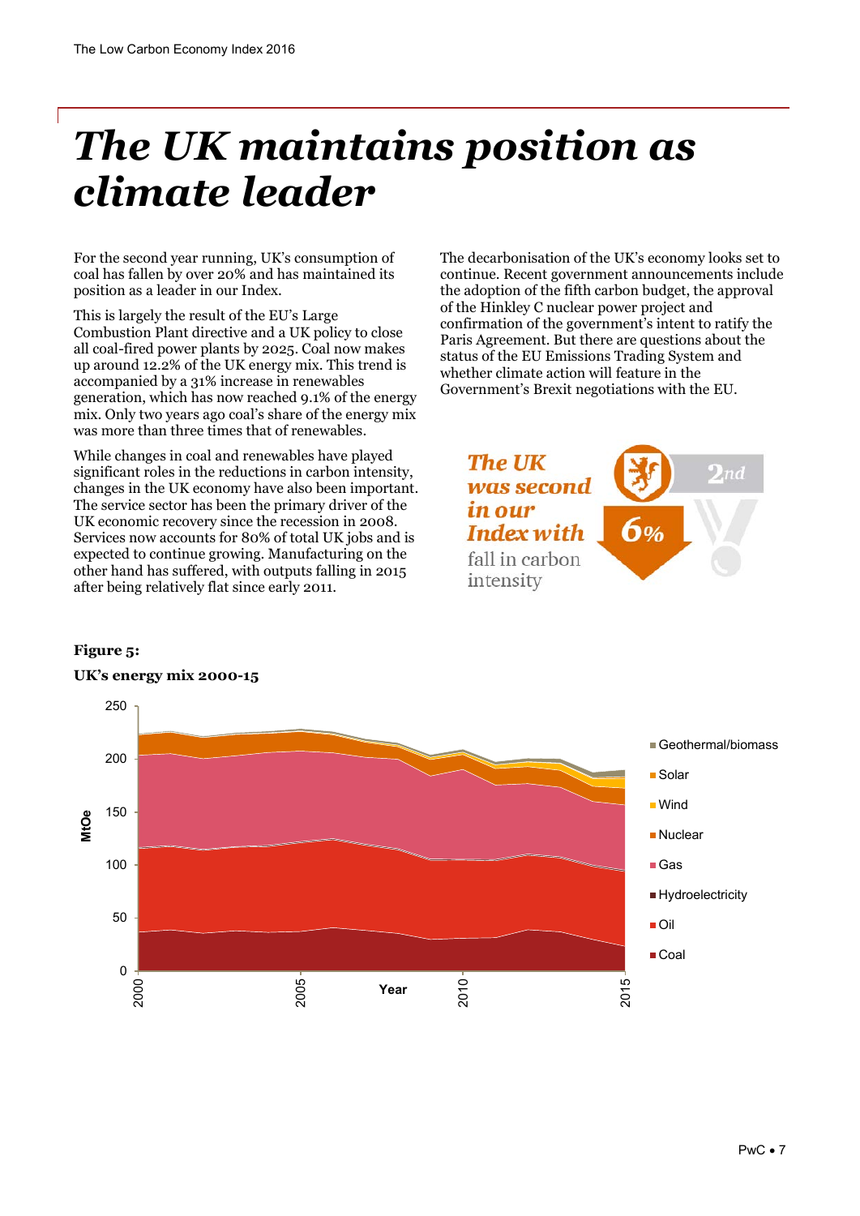# The UK maintains position as climate leader

For the second year running, UK's consumption of coal has fallen by over 20% and has maintained its position as a leader in our Index.

This is largely the result of the EU's Large Combustion Plant directive and a UK policy to close all coal-fired power plants by 2025. Coal now makes up around 12.2% of the UK energy mix. This trend is accompanied by a 31% increase in renewables generation, which has now reached 9.1% of the energy mix. Only two years ago coal's share of the energy mix was more than three times that of renewables.

While changes in coal and renewables have played significant roles in the reductions in carbon intensity, changes in the UK economy have also been important. The service sector has been the primary driver of the UK economic recovery since the recession in 2008. Services now accounts for 80% of total UK jobs and is expected to continue growing. Manufacturing on the other hand has suffered, with outputs falling in 2015 after being relatively flat since early 2011.

The decarbonisation of the UK's economy looks set to continue. Recent government announcements include the adoption of the fifth carbon budget, the approval of the Hinkley C nuclear power project and confirmation of the government's intent to ratify the Paris Agreement. But there are questions about the status of the EU Emissions Trading System and whether climate action will feature in the Government's Brexit negotiations with the EU.

***The UK was second in our Index with*** 6% fall in carbon intensity

2nd

**Figure 5:**

**UK's energy mix 2000-15**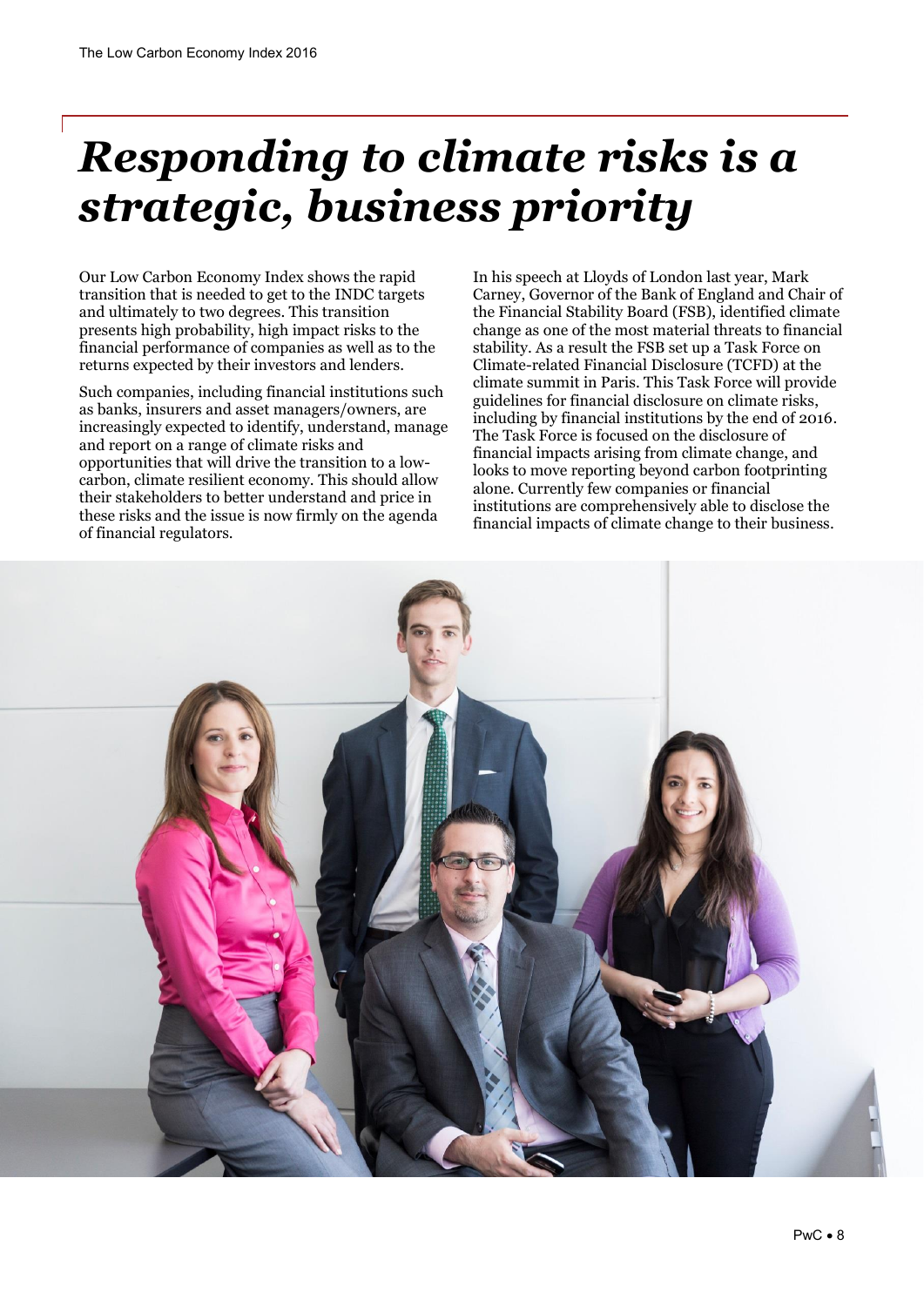# *Responding to climate risks is a strategic, business priority*

Our Low Carbon Economy Index shows the rapid transition that is needed to get to the INDC targets and ultimately to two degrees. This transition presents high probability, high impact risks to the financial performance of companies as well as to the returns expected by their investors and lenders.

Such companies, including financial institutions such as banks, insurers and asset managers/owners, are increasingly expected to identify, understand, manage and report on a range of climate risks and opportunities that will drive the transition to a low-carbon, climate resilient economy. This should allow their stakeholders to better understand and price in these risks and the issue is now firmly on the agenda of financial regulators.

In his speech at Lloyds of London last year, Mark Carney, Governor of the Bank of England and Chair of the Financial Stability Board (FSB), identified climate change as one of the most material threats to financial stability. As a result the FSB set up a Task Force on Climate-related Financial Disclosure (TCFD) at the climate summit in Paris. This Task Force will provide guidelines for financial disclosure on climate risks, including by financial institutions by the end of 2016. The Task Force is focused on the disclosure of financial impacts arising from climate change, and looks to move reporting beyond carbon footprinting alone. Currently few companies or financial institutions are comprehensively able to disclose the financial impacts of climate change to their business.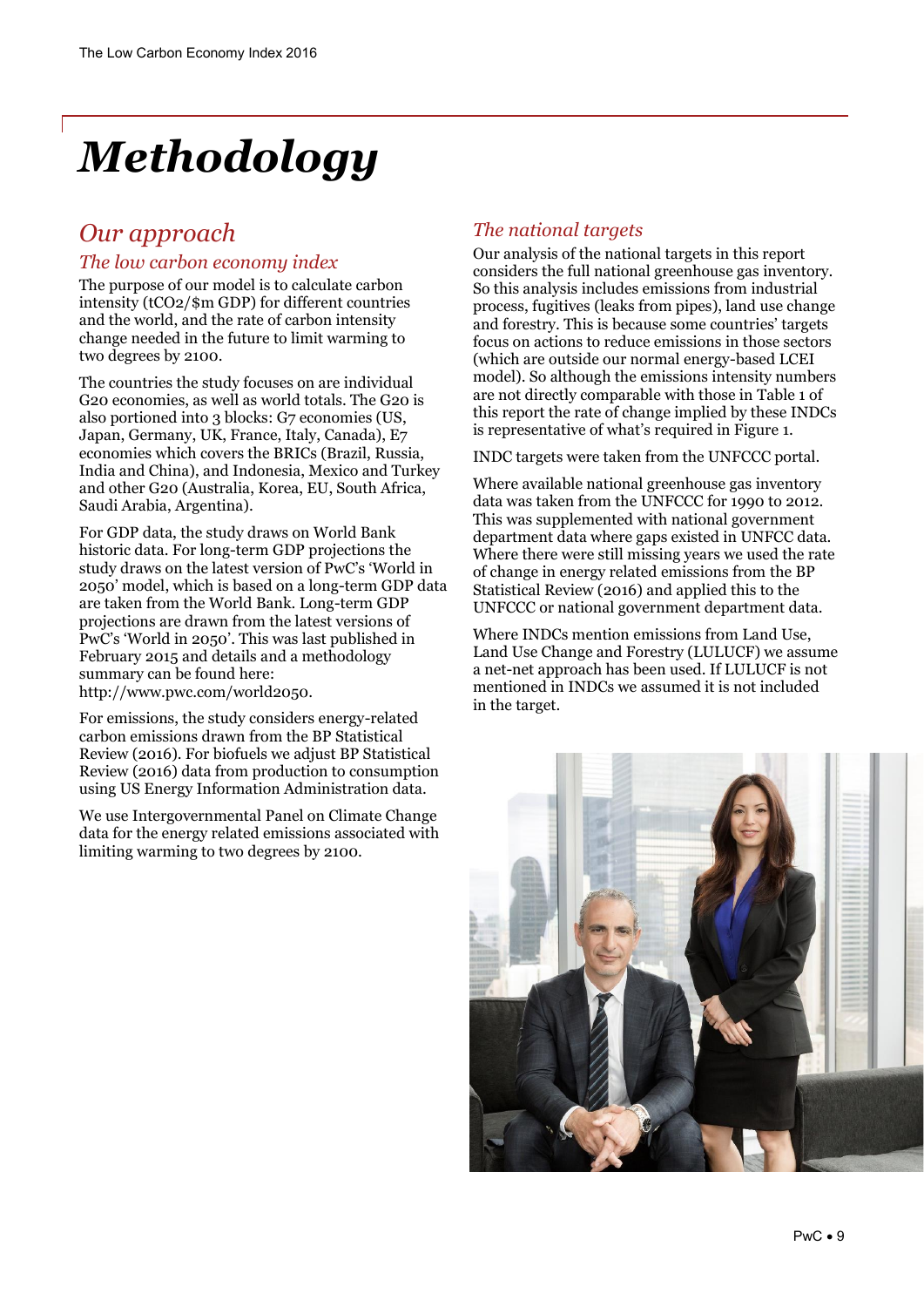# Methodology

## Our approach

### The low carbon economy index

The purpose of our model is to calculate carbon intensity (tCO2/$m GDP) for different countries and the world, and the rate of carbon intensity change needed in the future to limit warming to two degrees by 2100.

The countries the study focuses on are individual G20 economies, as well as world totals. The G20 is also portioned into 3 blocks: G7 economies (US, Japan, Germany, UK, France, Italy, Canada), E7 economies which covers the BRICs (Brazil, Russia, India and China), and Indonesia, Mexico and Turkey and other G20 (Australia, Korea, EU, South Africa, Saudi Arabia, Argentina).

For GDP data, the study draws on World Bank historic data. For long-term GDP projections the study draws on the latest version of PwC's 'World in 2050' model, which is based on a long-term GDP data are taken from the World Bank. Long-term GDP projections are drawn from the latest versions of PwC's 'World in 2050'. This was last published in February 2015 and details and a methodology summary can be found here: http://www.pwc.com/world2050.

For emissions, the study considers energy-related carbon emissions drawn from the BP Statistical Review (2016). For biofuels we adjust BP Statistical Review (2016) data from production to consumption using US Energy Information Administration data.

We use Intergovernmental Panel on Climate Change data for the energy related emissions associated with limiting warming to two degrees by 2100.

### The national targets

Our analysis of the national targets in this report considers the full national greenhouse gas inventory. So this analysis includes emissions from industrial process, fugitives (leaks from pipes), land use change and forestry. This is because some countries' targets focus on actions to reduce emissions in those sectors (which are outside our normal energy-based LCEI model). So although the emissions intensity numbers are not directly comparable with those in Table 1 of this report the rate of change implied by these INDCs is representative of what's required in Figure 1.

INDC targets were taken from the UNFCCC portal.

Where available national greenhouse gas inventory data was taken from the UNFCCC for 1990 to 2012. This was supplemented with national government department data where gaps existed in UNFCC data. Where there were still missing years we used the rate of change in energy related emissions from the BP Statistical Review (2016) and applied this to the UNFCCC or national government department data.

Where INDCs mention emissions from Land Use, Land Use Change and Forestry (LULUCF) we assume a net-net approach has been used. If LULUCF is not mentioned in INDCs we assumed it is not included in the target.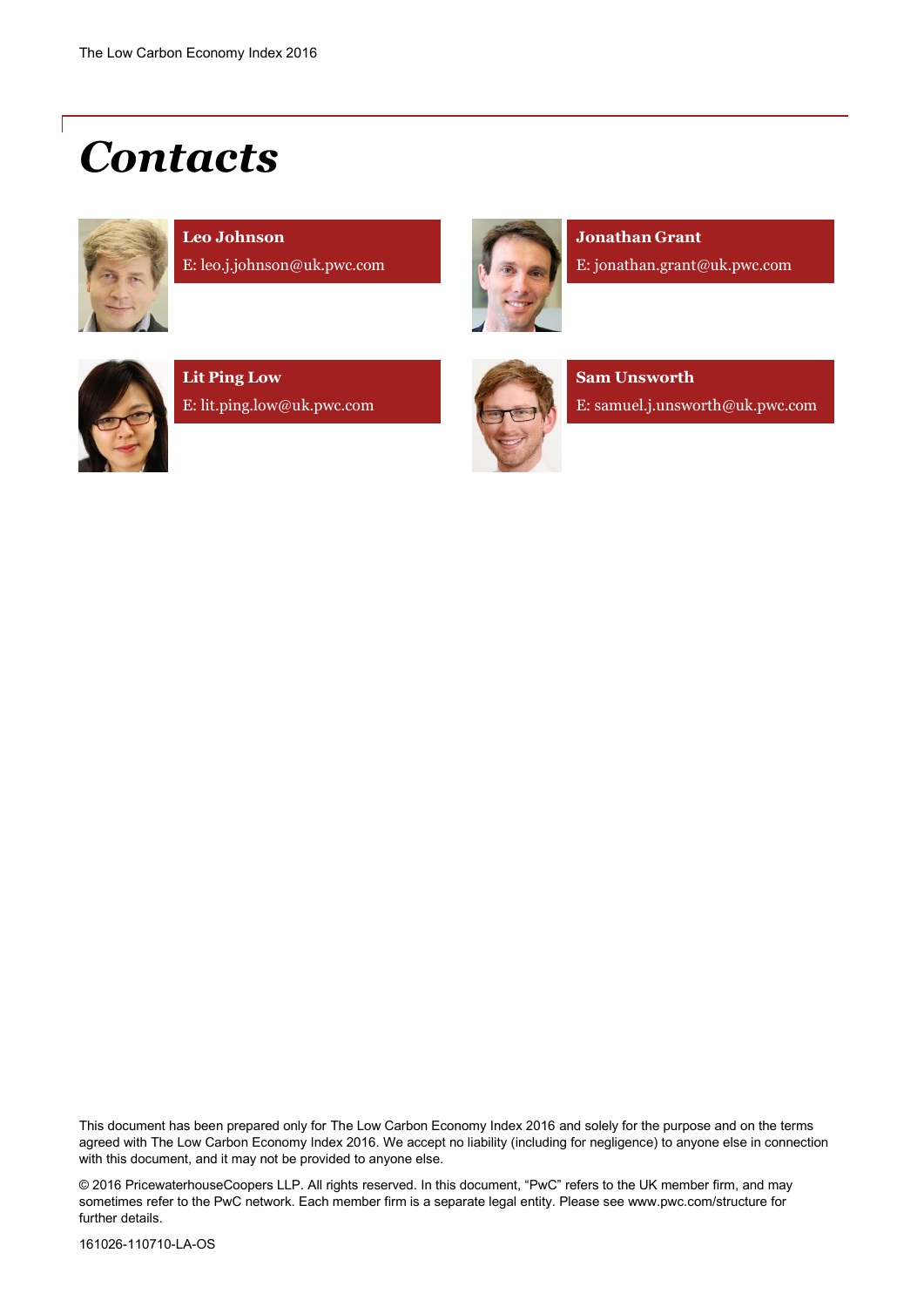# Contacts

**Leo Johnson**
E: leo.j.johnson@uk.pwc.com

**Jonathan Grant**
E: jonathan.grant@uk.pwc.com

**Lit Ping Low**
E: lit.ping.low@uk.pwc.com

**Sam Unsworth**
E: samuel.j.unsworth@uk.pwc.com

This document has been prepared only for The Low Carbon Economy Index 2016 and solely for the purpose and on the terms agreed with The Low Carbon Economy Index 2016. We accept no liability (including for negligence) to anyone else in connection with this document, and it may not be provided to anyone else.

© 2016 PricewaterhouseCoopers LLP. All rights reserved. In this document, "PwC" refers to the UK member firm, and may sometimes refer to the PwC network. Each member firm is a separate legal entity. Please see www.pwc.com/structure for further details.

161026-110710-LA-OS